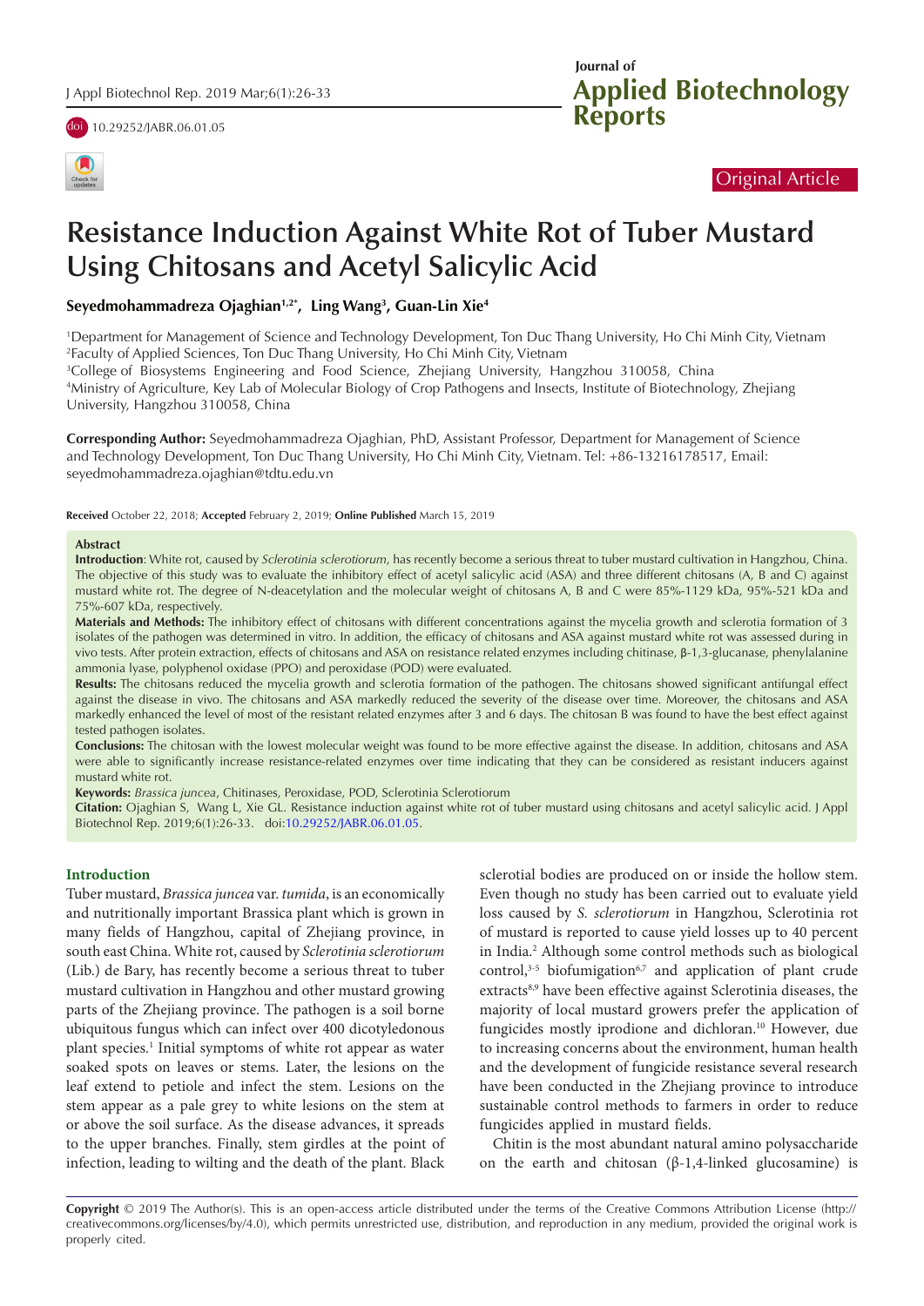Original Article

# Resistance Induction Against White Rot of Tuber Mustard Using Chitosans and Acetyl Salicylic Acid

**Seyedmohammadreza Ojaghian[1,2*], Ling Wang[3], Guan-Lin Xie[4]**

[1]Department for Management of Science and Technology Development, Ton Duc Thang University, Ho Chi Minh City, Vietnam
[2]Faculty of Applied Sciences, Ton Duc Thang University, Ho Chi Minh City, Vietnam
[3]College of Biosystems Engineering and Food Science, Zhejiang University, Hangzhou 310058, China
[4]Ministry of Agriculture, Key Lab of Molecular Biology of Crop Pathogens and Insects, Institute of Biotechnology, Zhejiang University, Hangzhou 310058, China

**Corresponding Author:** Seyedmohammadreza Ojaghian, PhD, Assistant Professor, Department for Management of Science and Technology Development, Ton Duc Thang University, Ho Chi Minh City, Vietnam. Tel: +86-13216178517, Email: seyedmohammadreza.ojaghian@tdtu.edu.vn

**Received** October 22, 2018; **Accepted** February 2, 2019; **Online Published** March 15, 2019

## Abstract

**Introduction**: White rot, caused by *Sclerotinia sclerotiorum*, has recently become a serious threat to tuber mustard cultivation in Hangzhou, China. The objective of this study was to evaluate the inhibitory effect of acetyl salicylic acid (ASA) and three different chitosans (A, B and C) against mustard white rot. The degree of N-deacetylation and the molecular weight of chitosans A, B and C were 85%-1129 kDa, 95%-521 kDa and 75%-607 kDa, respectively.

**Materials and Methods:** The inhibitory effect of chitosans with different concentrations against the mycelia growth and sclerotia formation of 3 isolates of the pathogen was determined in vitro. In addition, the efficacy of chitosans and ASA against mustard white rot was assessed during in vivo tests. After protein extraction, effects of chitosans and ASA on resistance related enzymes including chitinase, β-1,3-glucanase, phenylalanine ammonia lyase, polyphenol oxidase (PPO) and peroxidase (POD) were evaluated.

**Results:** The chitosans reduced the mycelia growth and sclerotia formation of the pathogen. The chitosans showed significant antifungal effect against the disease in vivo. The chitosans and ASA markedly reduced the severity of the disease over time. Moreover, the chitosans and ASA markedly enhanced the level of most of the resistant related enzymes after 3 and 6 days. The chitosan B was found to have the best effect against tested pathogen isolates.

**Conclusions:** The chitosan with the lowest molecular weight was found to be more effective against the disease. In addition, chitosans and ASA were able to significantly increase resistance-related enzymes over time indicating that they can be considered as resistant inducers against mustard white rot.

**Keywords:** *Brassica juncea*, Chitinases, Peroxidase, POD, Sclerotinia Sclerotiorum

**Citation:** Ojaghian S, Wang L, Xie GL. Resistance induction against white rot of tuber mustard using chitosans and acetyl salicylic acid. J Appl Biotechnol Rep. 2019;6(1):26-33. doi:10.29252/JABR.06.01.05.

## Introduction

Tuber mustard, *Brassica juncea* var. *tumida*, is an economically and nutritionally important Brassica plant which is grown in many fields of Hangzhou, capital of Zhejiang province, in south east China. White rot, caused by *Sclerotinia sclerotiorum* (Lib.) de Bary, has recently become a serious threat to tuber mustard cultivation in Hangzhou and other mustard growing parts of the Zhejiang province. The pathogen is a soil borne ubiquitous fungus which can infect over 400 dicotyledonous plant species.[1] Initial symptoms of white rot appear as water soaked spots on leaves or stems. Later, the lesions on the leaf extend to petiole and infect the stem. Lesions on the stem appear as a pale grey to white lesions on the stem at or above the soil surface. As the disease advances, it spreads to the upper branches. Finally, stem girdles at the point of infection, leading to wilting and the death of the plant. Black sclerotial bodies are produced on or inside the hollow stem. Even though no study has been carried out to evaluate yield loss caused by *S. sclerotiorum* in Hangzhou, Sclerotinia rot of mustard is reported to cause yield losses up to 40 percent in India.[2] Although some control methods such as biological control,[3-5] biofumigation[6,7] and application of plant crude extracts[8,9] have been effective against Sclerotinia diseases, the majority of local mustard growers prefer the application of fungicides mostly iprodione and dichloran.[10] However, due to increasing concerns about the environment, human health and the development of fungicide resistance several research have been conducted in the Zhejiang province to introduce sustainable control methods to farmers in order to reduce fungicides applied in mustard fields.

Chitin is the most abundant natural amino polysaccharide on the earth and chitosan (β-1,4-linked glucosamine) is

**Copyright** © 2019 The Author(s). This is an open-access article distributed under the terms of the Creative Commons Attribution License (http://creativecommons.org/licenses/by/4.0), which permits unrestricted use, distribution, and reproduction in any medium, provided the original work is properly cited.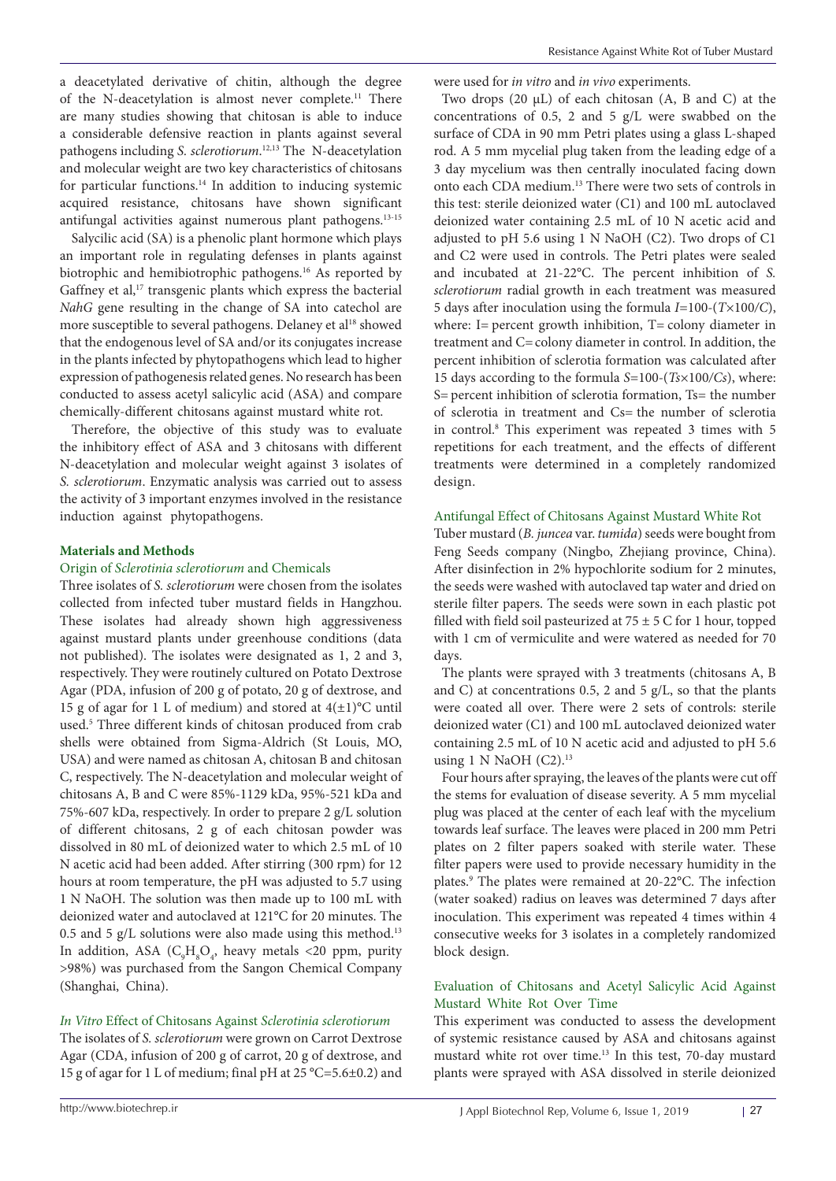a deacetylated derivative of chitin, although the degree of the N-deacetylation is almost never complete.[11] There are many studies showing that chitosan is able to induce a considerable defensive reaction in plants against several pathogens including *S. sclerotiorum*.[12,13] The N-deacetylation and molecular weight are two key characteristics of chitosans for particular functions.[14] In addition to inducing systemic acquired resistance, chitosans have shown significant antifungal activities against numerous plant pathogens.[13-15]

Salycilic acid (SA) is a phenolic plant hormone which plays an important role in regulating defenses in plants against biotrophic and hemibiotrophic pathogens.[16] As reported by Gaffney et al,[17] transgenic plants which express the bacterial *NahG* gene resulting in the change of SA into catechol are more susceptible to several pathogens. Delaney et al[18] showed that the endogenous level of SA and/or its conjugates increase in the plants infected by phytopathogens which lead to higher expression of pathogenesis related genes. No research has been conducted to assess acetyl salicylic acid (ASA) and compare chemically-different chitosans against mustard white rot.

Therefore, the objective of this study was to evaluate the inhibitory effect of ASA and 3 chitosans with different N-deacetylation and molecular weight against 3 isolates of *S. sclerotiorum*. Enzymatic analysis was carried out to assess the activity of 3 important enzymes involved in the resistance induction against phytopathogens.

## Materials and Methods

### Origin of *Sclerotinia sclerotiorum* and Chemicals

Three isolates of *S. sclerotiorum* were chosen from the isolates collected from infected tuber mustard fields in Hangzhou. These isolates had already shown high aggressiveness against mustard plants under greenhouse conditions (data not published). The isolates were designated as 1, 2 and 3, respectively. They were routinely cultured on Potato Dextrose Agar (PDA, infusion of 200 g of potato, 20 g of dextrose, and 15 g of agar for 1 L of medium) and stored at 4(±1)°C until used.[5] Three different kinds of chitosan produced from crab shells were obtained from Sigma-Aldrich (St Louis, MO, USA) and were named as chitosan A, chitosan B and chitosan C, respectively. The N-deacetylation and molecular weight of chitosans A, B and C were 85%-1129 kDa, 95%-521 kDa and 75%-607 kDa, respectively. In order to prepare 2 g/L solution of different chitosans, 2 g of each chitosan powder was dissolved in 80 mL of deionized water to which 2.5 mL of 10 N acetic acid had been added. After stirring (300 rpm) for 12 hours at room temperature, the pH was adjusted to 5.7 using 1 N NaOH. The solution was then made up to 100 mL with deionized water and autoclaved at 121°C for 20 minutes. The 0.5 and 5 g/L solutions were also made using this method.[13] In addition, ASA ($C_9H_8O_4$, heavy metals <20 ppm, purity >98%) was purchased from the Sangon Chemical Company (Shanghai, China).

### *In Vitro* Effect of Chitosans Against *Sclerotinia sclerotiorum*

The isolates of *S. sclerotiorum* were grown on Carrot Dextrose Agar (CDA, infusion of 200 g of carrot, 20 g of dextrose, and 15 g of agar for 1 L of medium; final pH at 25 °C=5.6±0.2) and were used for *in vitro* and *in vivo* experiments.

Two drops (20 µL) of each chitosan (A, B and C) at the concentrations of 0.5, 2 and 5 g/L were swabbed on the surface of CDA in 90 mm Petri plates using a glass L-shaped rod. A 5 mm mycelial plug taken from the leading edge of a 3 day mycelium was then centrally inoculated facing down onto each CDA medium.[13] There were two sets of controls in this test: sterile deionized water (C1) and 100 mL autoclaved deionized water containing 2.5 mL of 10 N acetic acid and adjusted to pH 5.6 using 1 N NaOH (C2). Two drops of C1 and C2 were used in controls. The Petri plates were sealed and incubated at 21-22°C. The percent inhibition of *S. sclerotiorum* radial growth in each treatment was measured 5 days after inoculation using the formula $I=100-(T\times100/C)$, where: I= percent growth inhibition, T= colony diameter in treatment and C= colony diameter in control. In addition, the percent inhibition of sclerotia formation was calculated after 15 days according to the formula $S=100-(Ts\times100/Cs)$, where: S= percent inhibition of sclerotia formation, Ts= the number of sclerotia in treatment and Cs= the number of sclerotia in control.[8] This experiment was repeated 3 times with 5 repetitions for each treatment, and the effects of different treatments were determined in a completely randomized design.

### Antifungal Effect of Chitosans Against Mustard White Rot

Tuber mustard (*B. juncea* var. *tumida*) seeds were bought from Feng Seeds company (Ningbo, Zhejiang province, China). After disinfection in 2% hypochlorite sodium for 2 minutes, the seeds were washed with autoclaved tap water and dried on sterile filter papers. The seeds were sown in each plastic pot filled with field soil pasteurized at 75 ± 5 C for 1 hour, topped with 1 cm of vermiculite and were watered as needed for 70 days.

The plants were sprayed with 3 treatments (chitosans A, B and C) at concentrations 0.5, 2 and 5 g/L, so that the plants were coated all over. There were 2 sets of controls: sterile deionized water (C1) and 100 mL autoclaved deionized water containing 2.5 mL of 10 N acetic acid and adjusted to pH 5.6 using 1 N NaOH (C2).[13]

Four hours after spraying, the leaves of the plants were cut off the stems for evaluation of disease severity. A 5 mm mycelial plug was placed at the center of each leaf with the mycelium towards leaf surface. The leaves were placed in 200 mm Petri plates on 2 filter papers soaked with sterile water. These filter papers were used to provide necessary humidity in the plates.[9] The plates were remained at 20-22°C. The infection (water soaked) radius on leaves was determined 7 days after inoculation. This experiment was repeated 4 times within 4 consecutive weeks for 3 isolates in a completely randomized block design.

### Evaluation of Chitosans and Acetyl Salicylic Acid Against Mustard White Rot Over Time

This experiment was conducted to assess the development of systemic resistance caused by ASA and chitosans against mustard white rot over time.[13] In this test, 70-day mustard plants were sprayed with ASA dissolved in sterile deionized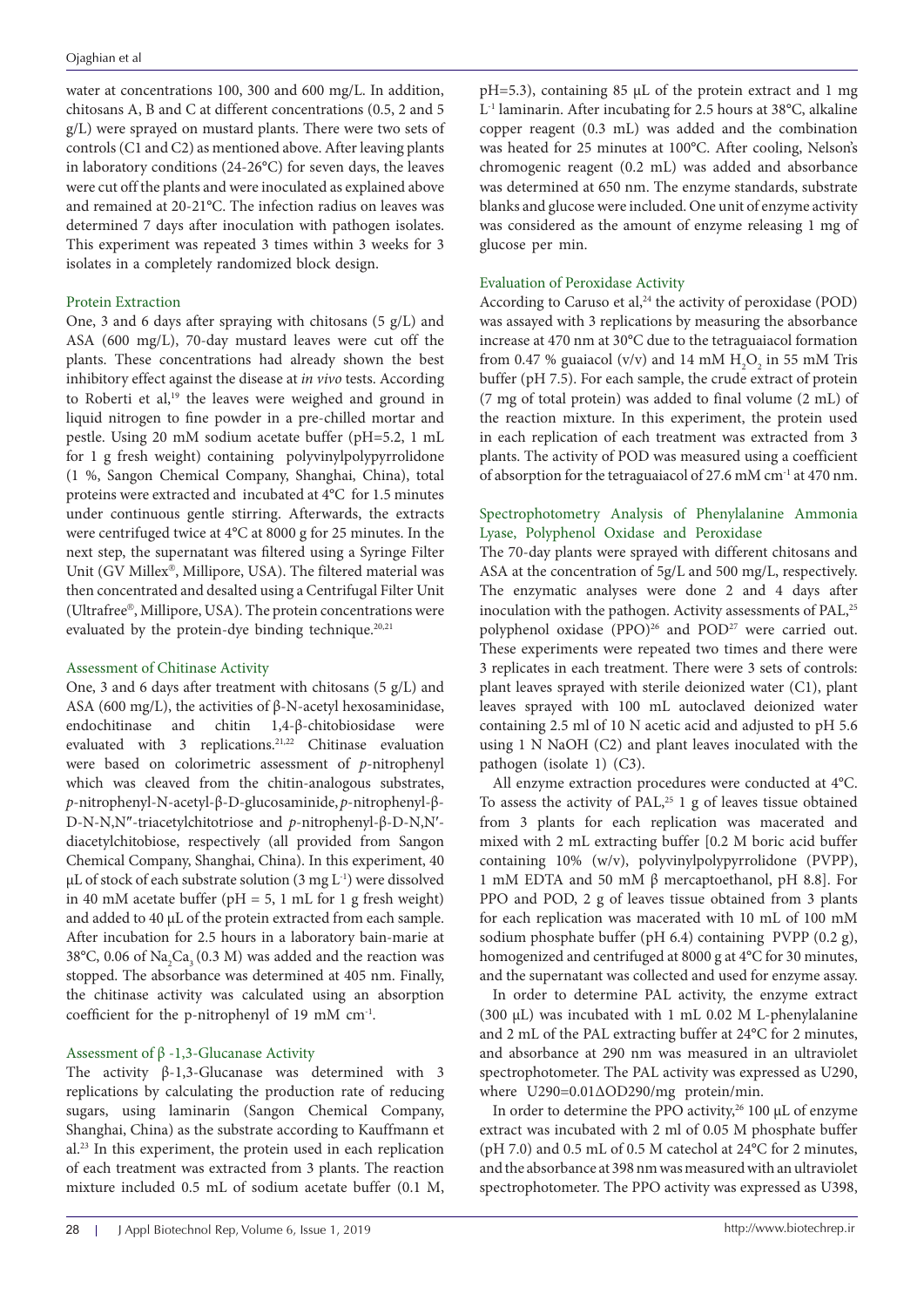water at concentrations 100, 300 and 600 mg/L. In addition, chitosans A, B and C at different concentrations (0.5, 2 and 5 g/L) were sprayed on mustard plants. There were two sets of controls (C1 and C2) as mentioned above. After leaving plants in laboratory conditions (24-26°C) for seven days, the leaves were cut off the plants and were inoculated as explained above and remained at 20-21°C. The infection radius on leaves was determined 7 days after inoculation with pathogen isolates. This experiment was repeated 3 times within 3 weeks for 3 isolates in a completely randomized block design.

### Protein Extraction

One, 3 and 6 days after spraying with chitosans (5 g/L) and ASA (600 mg/L), 70-day mustard leaves were cut off the plants. These concentrations had already shown the best inhibitory effect against the disease at *in vivo* tests. According to Roberti et al,[19] the leaves were weighed and ground in liquid nitrogen to fine powder in a pre-chilled mortar and pestle. Using 20 mM sodium acetate buffer (pH=5.2, 1 mL for 1 g fresh weight) containing polyvinylpolypyrrolidone (1 %, Sangon Chemical Company, Shanghai, China), total proteins were extracted and incubated at 4°C for 1.5 minutes under continuous gentle stirring. Afterwards, the extracts were centrifuged twice at 4°C at 8000 g for 25 minutes. In the next step, the supernatant was filtered using a Syringe Filter Unit (GV Millex®, Millipore, USA). The filtered material was then concentrated and desalted using a Centrifugal Filter Unit (Ultrafree®, Millipore, USA). The protein concentrations were evaluated by the protein-dye binding technique.[20,21]

### Assessment of Chitinase Activity

One, 3 and 6 days after treatment with chitosans (5 g/L) and ASA (600 mg/L), the activities of β-N-acetyl hexosaminidase, endochitinase and chitin 1,4-β-chitobiosidase were evaluated with 3 replications.[21,22] Chitinase evaluation were based on colorimetric assessment of *p*-nitrophenyl which was cleaved from the chitin-analogous substrates, *p*-nitrophenyl-N-acetyl-β-D-glucosaminide, *p*-nitrophenyl-β-D-N-N,N″-triacetylchitotriose and *p*-nitrophenyl-β-D-N,N′-diacetylchitobiose, respectively (all provided from Sangon Chemical Company, Shanghai, China). In this experiment, 40 µL of stock of each substrate solution (3 mg $L^{-1}$) were dissolved in 40 mM acetate buffer (pH = 5, 1 mL for 1 g fresh weight) and added to 40 µL of the protein extracted from each sample. After incubation for 2.5 hours in a laboratory bain-marie at 38°C, 0.06 of $Na_2Ca_3$ (0.3 M) was added and the reaction was stopped. The absorbance was determined at 405 nm. Finally, the chitinase activity was calculated using an absorption coefficient for the p-nitrophenyl of 19 mM $cm^{-1}$.

### Assessment of β -1,3-Glucanase Activity

The activity β-1,3-Glucanase was determined with 3 replications by calculating the production rate of reducing sugars, using laminarin (Sangon Chemical Company, Shanghai, China) as the substrate according to Kauffmann et al.[23] In this experiment, the protein used in each replication of each treatment was extracted from 3 plants. The reaction mixture included 0.5 mL of sodium acetate buffer (0.1 M, pH=5.3), containing 85 µL of the protein extract and 1 mg $L^{-1}$ laminarin. After incubating for 2.5 hours at 38°C, alkaline copper reagent (0.3 mL) was added and the combination was heated for 25 minutes at 100°C. After cooling, Nelson's chromogenic reagent (0.2 mL) was added and absorbance was determined at 650 nm. The enzyme standards, substrate blanks and glucose were included. One unit of enzyme activity was considered as the amount of enzyme releasing 1 mg of glucose per min.

### Evaluation of Peroxidase Activity

According to Caruso et al,[24] the activity of peroxidase (POD) was assayed with 3 replications by measuring the absorbance increase at 470 nm at 30°C due to the tetraguaiacol formation from 0.47 % guaiacol (v/v) and 14 mM $H_2O_2$ in 55 mM Tris buffer (pH 7.5). For each sample, the crude extract of protein (7 mg of total protein) was added to final volume (2 mL) of the reaction mixture. In this experiment, the protein used in each replication of each treatment was extracted from 3 plants. The activity of POD was measured using a coefficient of absorption for the tetraguaiacol of 27.6 mM $cm^{-1}$ at 470 nm.

### Spectrophotometry Analysis of Phenylalanine Ammonia Lyase, Polyphenol Oxidase and Peroxidase

The 70-day plants were sprayed with different chitosans and ASA at the concentration of 5g/L and 500 mg/L, respectively. The enzymatic analyses were done 2 and 4 days after inoculation with the pathogen. Activity assessments of PAL,[25] polyphenol oxidase (PPO)[26] and POD[27] were carried out. These experiments were repeated two times and there were 3 replicates in each treatment. There were 3 sets of controls: plant leaves sprayed with sterile deionized water (C1), plant leaves sprayed with 100 mL autoclaved deionized water containing 2.5 ml of 10 N acetic acid and adjusted to pH 5.6 using 1 N NaOH (C2) and plant leaves inoculated with the pathogen (isolate 1) (C3).

All enzyme extraction procedures were conducted at 4°C. To assess the activity of PAL,[25] 1 g of leaves tissue obtained from 3 plants for each replication was macerated and mixed with 2 mL extracting buffer [0.2 M boric acid buffer containing 10% (w/v), polyvinylpolypyrrolidone (PVPP), 1 mM EDTA and 50 mM β mercaptoethanol, pH 8.8]. For PPO and POD, 2 g of leaves tissue obtained from 3 plants for each replication was macerated with 10 mL of 100 mM sodium phosphate buffer (pH 6.4) containing PVPP (0.2 g), homogenized and centrifuged at 8000 g at 4°C for 30 minutes, and the supernatant was collected and used for enzyme assay.

In order to determine PAL activity, the enzyme extract (300 µL) was incubated with 1 mL 0.02 M L-phenylalanine and 2 mL of the PAL extracting buffer at 24°C for 2 minutes, and absorbance at 290 nm was measured in an ultraviolet spectrophotometer. The PAL activity was expressed as U290, where $U290=0.01\Delta OD290/mg$ protein/min.

In order to determine the PPO activity,[26] 100 µL of enzyme extract was incubated with 2 ml of 0.05 M phosphate buffer (pH 7.0) and 0.5 mL of 0.5 M catechol at 24°C for 2 minutes, and the absorbance at 398 nm was measured with an ultraviolet spectrophotometer. The PPO activity was expressed as U398,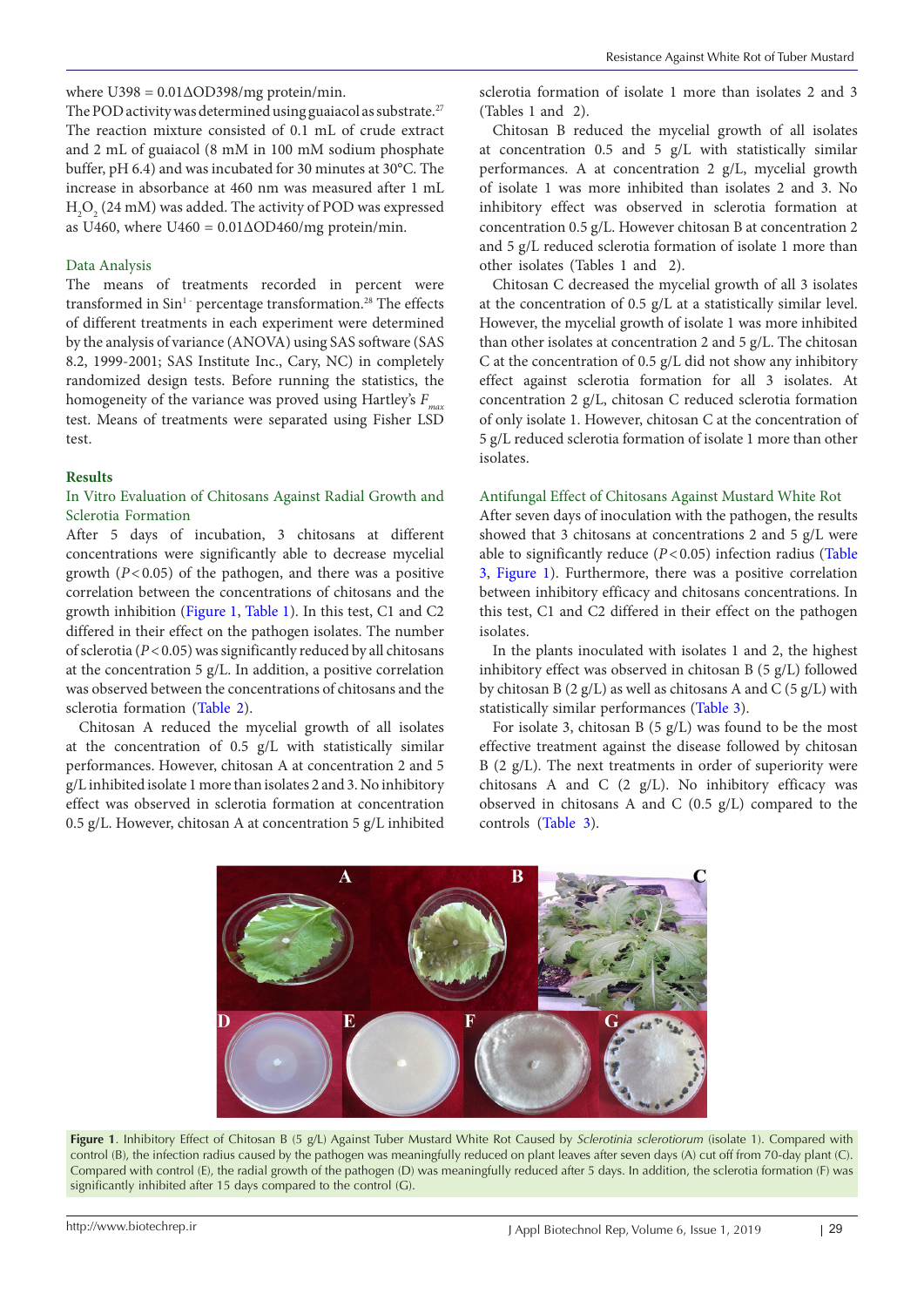where U398 = 0.01ΔOD398/mg protein/min.

The POD activity was determined using guaiacol as substrate.[27] The reaction mixture consisted of 0.1 mL of crude extract and 2 mL of guaiacol (8 mM in 100 mM sodium phosphate buffer, pH 6.4) and was incubated for 30 minutes at 30°C. The increase in absorbance at 460 nm was measured after 1 mL $H_2O_2$ (24 mM) was added. The activity of POD was expressed as U460, where U460 = 0.01ΔOD460/mg protein/min.

### Data Analysis

The means of treatments recorded in percent were transformed in $Sin^{1-}$ percentage transformation.[28] The effects of different treatments in each experiment were determined by the analysis of variance (ANOVA) using SAS software (SAS 8.2, 1999-2001; SAS Institute Inc., Cary, NC) in completely randomized design tests. Before running the statistics, the homogeneity of the variance was proved using Hartley's $F_{max}$ test. Means of treatments were separated using Fisher LSD test.

## Results

### In Vitro Evaluation of Chitosans Against Radial Growth and Sclerotia Formation

After 5 days of incubation, 3 chitosans at different concentrations were significantly able to decrease mycelial growth ($P<0.05$) of the pathogen, and there was a positive correlation between the concentrations of chitosans and the growth inhibition (Figure 1, Table 1). In this test, C1 and C2 differed in their effect on the pathogen isolates. The number of sclerotia ($P<0.05$) was significantly reduced by all chitosans at the concentration 5 g/L. In addition, a positive correlation was observed between the concentrations of chitosans and the sclerotia formation (Table 2).

Chitosan A reduced the mycelial growth of all isolates at the concentration of 0.5 g/L with statistically similar performances. However, chitosan A at concentration 2 and 5 g/L inhibited isolate 1 more than isolates 2 and 3. No inhibitory effect was observed in sclerotia formation at concentration 0.5 g/L. However, chitosan A at concentration 5 g/L inhibited sclerotia formation of isolate 1 more than isolates 2 and 3 (Tables 1 and 2).

Chitosan B reduced the mycelial growth of all isolates at concentration 0.5 and 5 g/L with statistically similar performances. A at concentration 2 g/L, mycelial growth of isolate 1 was more inhibited than isolates 2 and 3. No inhibitory effect was observed in sclerotia formation at concentration 0.5 g/L. However chitosan B at concentration 2 and 5 g/L reduced sclerotia formation of isolate 1 more than other isolates (Tables 1 and 2).

Chitosan C decreased the mycelial growth of all 3 isolates at the concentration of 0.5 g/L at a statistically similar level. However, the mycelial growth of isolate 1 was more inhibited than other isolates at concentration 2 and 5 g/L. The chitosan C at the concentration of 0.5 g/L did not show any inhibitory effect against sclerotia formation for all 3 isolates. At concentration 2 g/L, chitosan C reduced sclerotia formation of only isolate 1. However, chitosan C at the concentration of 5 g/L reduced sclerotia formation of isolate 1 more than other isolates.

### Antifungal Effect of Chitosans Against Mustard White Rot

After seven days of inoculation with the pathogen, the results showed that 3 chitosans at concentrations 2 and 5 g/L were able to significantly reduce ($P<0.05$) infection radius (Table 3, Figure 1). Furthermore, there was a positive correlation between inhibitory efficacy and chitosans concentrations. In this test, C1 and C2 differed in their effect on the pathogen isolates.

In the plants inoculated with isolates 1 and 2, the highest inhibitory effect was observed in chitosan B (5 g/L) followed by chitosan B (2 g/L) as well as chitosans A and C (5 g/L) with statistically similar performances (Table 3).

For isolate 3, chitosan B (5 g/L) was found to be the most effective treatment against the disease followed by chitosan B (2 g/L). The next treatments in order of superiority were chitosans A and C (2 g/L). No inhibitory efficacy was observed in chitosans A and C (0.5 g/L) compared to the controls (Table 3).

**Figure 1**. Inhibitory Effect of Chitosan B (5 g/L) Against Tuber Mustard White Rot Caused by *Sclerotinia sclerotiorum* (isolate 1). Compared with control (B), the infection radius caused by the pathogen was meaningfully reduced on plant leaves after seven days (A) cut off from 70-day plant (C). Compared with control (E), the radial growth of the pathogen (D) was meaningfully reduced after 5 days. In addition, the sclerotia formation (F) was significantly inhibited after 15 days compared to the control (G).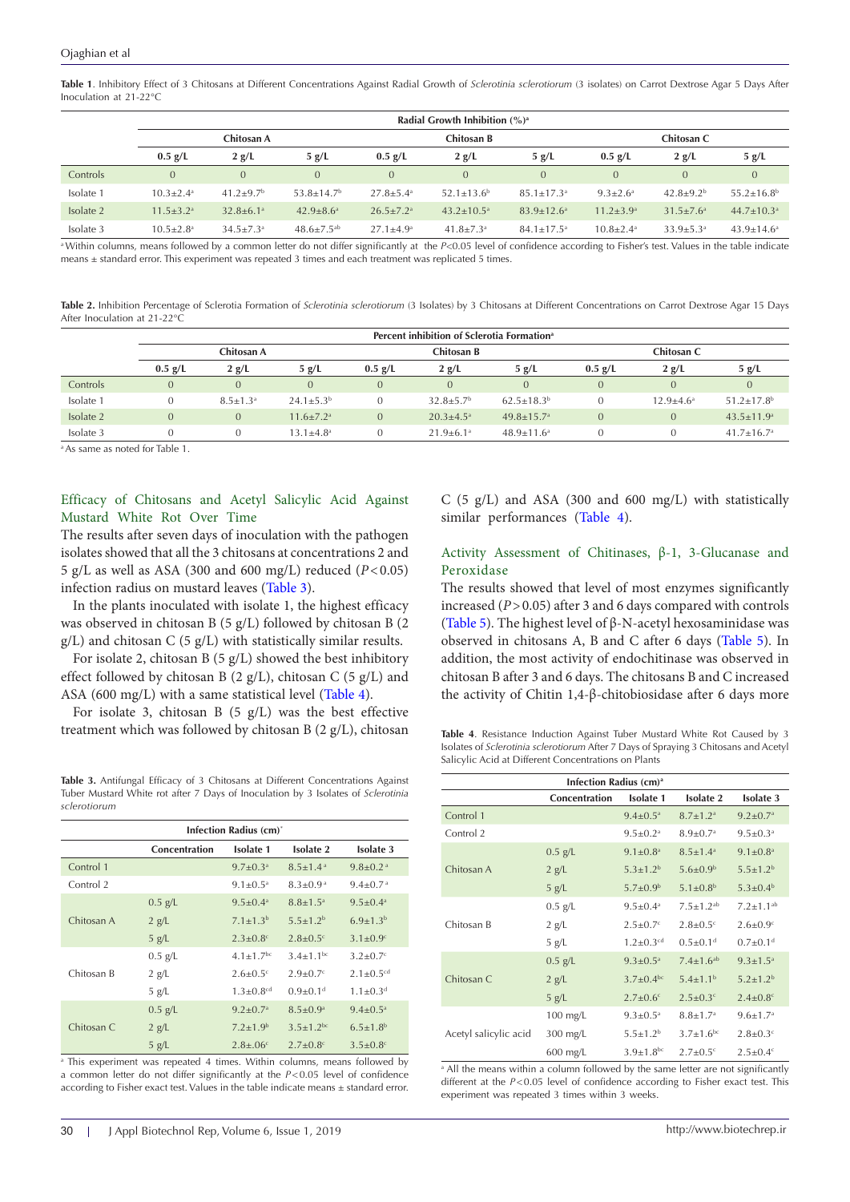**Table 1**. Inhibitory Effect of 3 Chitosans at Different Concentrations Against Radial Growth of *Sclerotinia sclerotiorum* (3 isolates) on Carrot Dextrose Agar 5 Days After Inoculation at 21-22°C

| | Radial Growth Inhibition (%)[a] | | | | | | | | |
|---|---|---|---|---|---|---|---|---|---|
| | Chitosan A | | | Chitosan B | | | Chitosan C | | |
| | 0.5 g/L | 2 g/L | 5 g/L | 0.5 g/L | 2 g/L | 5 g/L | 0.5 g/L | 2 g/L | 5 g/L |
| Controls | 0 | 0 | 0 | 0 | 0 | 0 | 0 | 0 | 0 |
| Isolate 1 | 10.3±2.4[a] | 41.2±9.7[b] | 53.8±14.7[b] | 27.8±5.4[a] | 52.1±13.6[b] | 85.1±17.3[a] | 9.3±2.6[a] | 42.8±9.2[b] | 55.2±16.8[b] |
| Isolate 2 | 11.5±3.2[a] | 32.8±6.1[a] | 42.9±8.6[a] | 26.5±7.2[a] | 43.2±10.5[a] | 83.9±12.6[a] | 11.2±3.9[a] | 31.5±7.6[a] | 44.7±10.3[a] |
| Isolate 3 | 10.5±2.8[a] | 34.5±7.3[a] | 48.6±7.5[ab] | 27.1±4.9[a] | 41.8±7.3[a] | 84.1±17.5[a] | 10.8±2.4[a] | 33.9±5.3[a] | 43.9±14.6[a] |

[a] Within columns, means followed by a common letter do not differ significantly at the $P<0.05$ level of confidence according to Fisher's test. Values in the table indicate means ± standard error. This experiment was repeated 3 times and each treatment was replicated 5 times.

**Table 2.** Inhibition Percentage of Sclerotia Formation of *Sclerotinia sclerotiorum* (3 Isolates) by 3 Chitosans at Different Concentrations on Carrot Dextrose Agar 15 Days After Inoculation at 21-22°C

| | Percent inhibition of Sclerotia Formation[a] | | | | | | | | |
|---|---|---|---|---|---|---|---|---|---|
| | Chitosan A | | | Chitosan B | | | Chitosan C | | |
| | 0.5 g/L | 2 g/L | 5 g/L | 0.5 g/L | 2 g/L | 5 g/L | 0.5 g/L | 2 g/L | 5 g/L |
| Controls | 0 | 0 | 0 | 0 | 0 | 0 | 0 | 0 | 0 |
| Isolate 1 | 0 | 8.5±1.3[a] | 24.1±5.3[b] | 0 | 32.8±5.7[b] | 62.5±18.3[b] | 0 | 12.9±4.6[a] | 51.2±17.8[b] |
| Isolate 2 | 0 | 0 | 11.6±7.2[a] | 0 | 20.3±4.5[a] | 49.8±15.7[a] | 0 | 0 | 43.5±11.9[a] |
| Isolate 3 | 0 | 0 | 13.1±4.8[a] | 0 | 21.9±6.1[a] | 48.9±11.6[a] | 0 | 0 | 41.7±16.7[a] |

[a] As same as noted for Table 1.

## Efficacy of Chitosans and Acetyl Salicylic Acid Against Mustard White Rot Over Time

The results after seven days of inoculation with the pathogen isolates showed that all the 3 chitosans at concentrations 2 and 5 g/L as well as ASA (300 and 600 mg/L) reduced ($P<0.05$) infection radius on mustard leaves (Table 3).

In the plants inoculated with isolate 1, the highest efficacy was observed in chitosan B (5 g/L) followed by chitosan B (2 g/L) and chitosan C (5 g/L) with statistically similar results.

For isolate 2, chitosan B (5 g/L) showed the best inhibitory effect followed by chitosan B (2 g/L), chitosan C (5 g/L) and ASA (600 mg/L) with a same statistical level (Table 4).

For isolate 3, chitosan B (5 g/L) was the best effective treatment which was followed by chitosan B (2 g/L), chitosan C (5 g/L) and ASA (300 and 600 mg/L) with statistically similar performances (Table 4).

## Activity Assessment of Chitinases, β-1, 3-Glucanase and Peroxidase

The results showed that level of most enzymes significantly increased ($P>0.05$) after 3 and 6 days compared with controls (Table 5). The highest level of β-N-acetyl hexosaminidase was observed in chitosans A, B and C after 6 days (Table 5). In addition, the most activity of endochitinase was observed in chitosan B after 3 and 6 days. The chitosans B and C increased the activity of Chitin 1,4-β-chitobiosidase after 6 days more

**Table 3.** Antifungal Efficacy of 3 Chitosans at Different Concentrations Against Tuber Mustard White rot after 7 Days of Inoculation by 3 Isolates of *Sclerotinia sclerotiorum*

| | Infection Radius (cm)[a] | | | |
|---|---|---|---|---|
| | Concentration | Isolate 1 | Isolate 2 | Isolate 3 |
| Control 1 | | 9.7±0.3[a] | 8.5±1.4[a] | 9.8±0.2[a] |
| Control 2 | | 9.1±0.5[a] | 8.3±0.9[a] | 9.4±0.7[a] |
| Chitosan A | 0.5 g/L | 9.5±0.4[a] | 8.8±1.5[a] | 9.5±0.4[a] |
| | 2 g/L | 7.1±1.3[b] | 5.5±1.2[b] | 6.9±1.3[b] |
| | 5 g/L | 2.3±0.8[c] | 2.8±0.5[c] | 3.1±0.9[c] |
| Chitosan B | 0.5 g/L | 4.1±1.7[bc] | 3.4±1.1[bc] | 3.2±0.7[c] |
| | 2 g/L | 2.6±0.5[c] | 2.9±0.7[c] | 2.1±0.5[cd] |
| | 5 g/L | 1.3±0.8[cd] | 0.9±0.1[d] | 1.1±0.3[d] |
| Chitosan C | 0.5 g/L | 9.2±0.7[a] | 8.5±0.9[a] | 9.4±0.5[a] |
| | 2 g/L | 7.2±1.9[b] | 3.5±1.2[bc] | 6.5±1.8[b] |
| | 5 g/L | 2.8±.06[c] | 2.7±0.8[c] | 3.5±0.8[c] |

[a] This experiment was repeated 4 times. Within columns, means followed by a common letter do not differ significantly at the $P<0.05$ level of confidence according to Fisher exact test. Values in the table indicate means ± standard error.

**Table 4**. Resistance Induction Against Tuber Mustard White Rot Caused by 3 Isolates of *Sclerotinia sclerotiorum* After 7 Days of Spraying 3 Chitosans and Acetyl Salicylic Acid at Different Concentrations on Plants

| Infection Radius (cm)[a] | | | | |
|---|---|---|---|---|
| | Concentration | Isolate 1 | Isolate 2 | Isolate 3 |
| Control 1 | | 9.4±0.5[a] | 8.7±1.2[a] | 9.2±0.7[a] |
| Control 2 | | 9.5±0.2[a] | 8.9±0.7[a] | 9.5±0.3[a] |
| Chitosan A | 0.5 g/L | 9.1±0.8[a] | 8.5±1.4[a] | 9.1±0.8[a] |
| | 2 g/L | 5.3±1.2[b] | 5.6±0.9[b] | 5.5±1.2[b] |
| | 5 g/L | 5.7±0.9[b] | 5.1±0.8[b] | 5.3±0.4[b] |
| Chitosan B | 0.5 g/L | 9.5±0.4[a] | 7.5±1.2[ab] | 7.2±1.1[ab] |
| | 2 g/L | 2.5±0.7[c] | 2.8±0.5[c] | 2.6±0.9[c] |
| | 5 g/L | 1.2±0.3[cd] | 0.5±0.1[d] | 0.7±0.1[d] |
| Chitosan C | 0.5 g/L | 9.3±0.5[a] | 7.4±1.6[ab] | 9.3±1.5[a] |
| | 2 g/L | 3.7±0.4[bc] | 5.4±1.1[b] | 5.2±1.2[b] |
| | 5 g/L | 2.7±0.6[c] | 2.5±0.3[c] | 2.4±0.8[c] |
| Acetyl salicylic acid | 100 mg/L | 9.3±0.5[a] | 8.8±1.7[a] | 9.6±1.7[a] |
| | 300 mg/L | 5.5±1.2[b] | 3.7±1.6[bc] | 2.8±0.3[c] |
| | 600 mg/L | 3.9±1.8[bc] | 2.7±0.5[c] | 2.5±0.4[c] |

[a] All the means within a column followed by the same letter are not significantly different at the $P<0.05$ level of confidence according to Fisher exact test. This experiment was repeated 3 times within 3 weeks.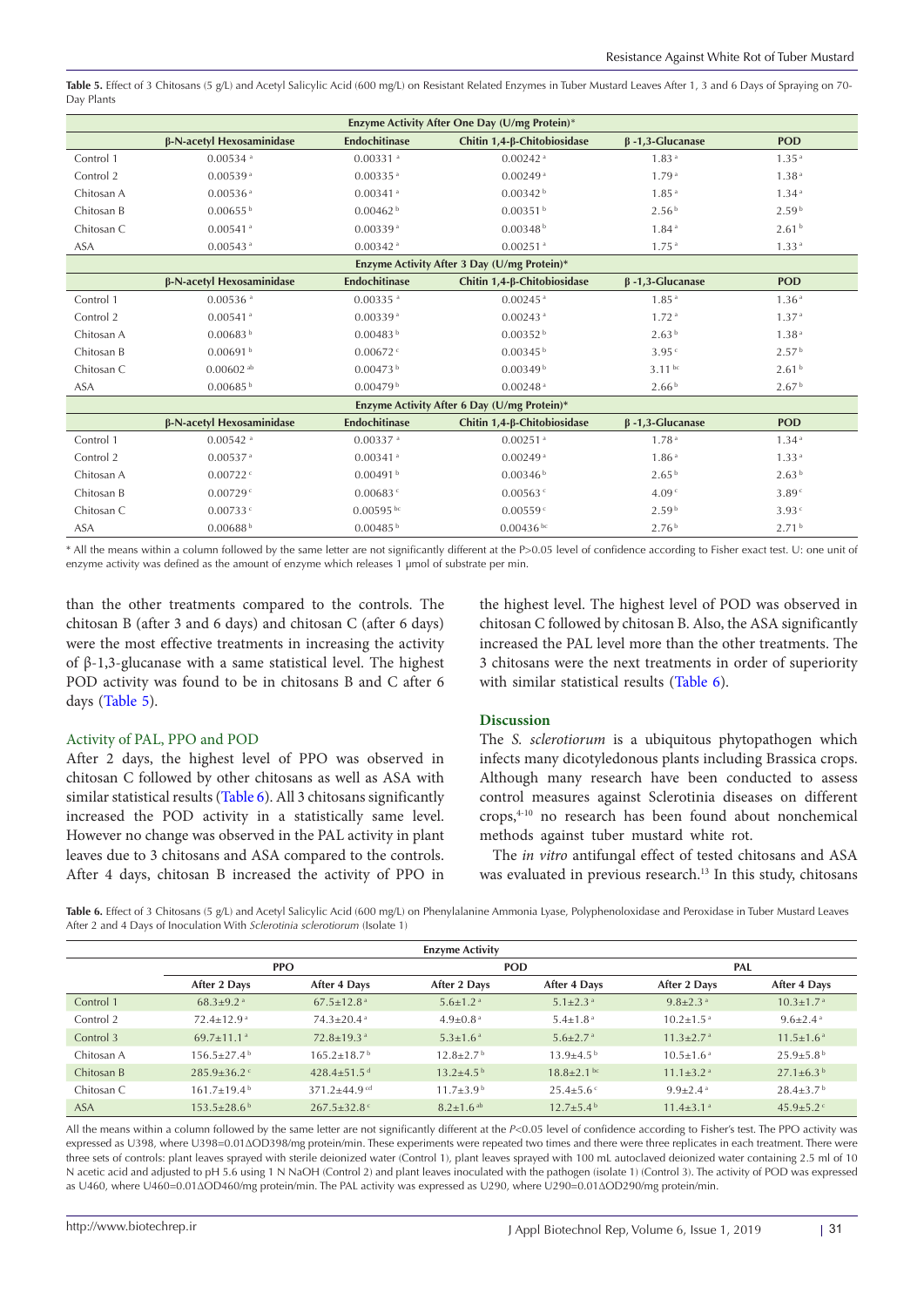**Table 5.** Effect of 3 Chitosans (5 g/L) and Acetyl Salicylic Acid (600 mg/L) on Resistant Related Enzymes in Tuber Mustard Leaves After 1, 3 and 6 Days of Spraying on 70-Day Plants

| | Enzyme Activity After One Day (U/mg Protein)* | | | | |
|---|---|---|---|---|---|
| | β-N-acetyl Hexosaminidase | Endochitinase | Chitin 1,4-β-Chitobiosidase | β -1,3-Glucanase | POD |
| Control 1 | 0.00534 [a] | 0.00331 [a] | 0.00242 [a] | 1.83 [a] | 1.35 [a] |
| Control 2 | 0.00539 [a] | 0.00335 [a] | 0.00249 [a] | 1.79 [a] | 1.38 [a] |
| Chitosan A | 0.00536 [a] | 0.00341 [a] | 0.00342 [b] | 1.85 [a] | 1.34 [a] |
| Chitosan B | 0.00655 [b] | 0.00462 [b] | 0.00351 [b] | 2.56 [b] | 2.59 [b] |
| Chitosan C | 0.00541 [a] | 0.00339 [a] | 0.00348 [b] | 1.84 [a] | 2.61 [b] |
| ASA | 0.00543 [a] | 0.00342 [a] | 0.00251 [a] | 1.75 [a] | 1.33 [a] |
| | **Enzyme Activity After 3 Day (U/mg Protein)*** | | | | |
| | β-N-acetyl Hexosaminidase | Endochitinase | Chitin 1,4-β-Chitobiosidase | β -1,3-Glucanase | POD |
| Control 1 | 0.00536 [a] | 0.00335 [a] | 0.00245 [a] | 1.85 [a] | 1.36 [a] |
| Control 2 | 0.00541 [a] | 0.00339 [a] | 0.00243 [a] | 1.72 [a] | 1.37 [a] |
| Chitosan A | 0.00683 [b] | 0.00483 [b] | 0.00352 [b] | 2.63 [b] | 1.38 [a] |
| Chitosan B | 0.00691 [b] | 0.00672 [c] | 0.00345 [b] | 3.95 [c] | 2.57 [b] |
| Chitosan C | 0.00602 [ab] | 0.00473 [b] | 0.00349 [b] | 3.11 [bc] | 2.61 [b] |
| ASA | 0.00685 [b] | 0.00479 [b] | 0.00248 [a] | 2.66 [b] | 2.67 [b] |
| | **Enzyme Activity After 6 Day (U/mg Protein)*** | | | | |
| | β-N-acetyl Hexosaminidase | Endochitinase | Chitin 1,4-β-Chitobiosidase | β -1,3-Glucanase | POD |
| Control 1 | 0.00542 [a] | 0.00337 [a] | 0.00251 [a] | 1.78 [a] | 1.34 [a] |
| Control 2 | 0.00537 [a] | 0.00341 [a] | 0.00249 [a] | 1.86 [a] | 1.33 [a] |
| Chitosan A | 0.00722 [c] | 0.00491 [b] | 0.00346 [b] | 2.65 [b] | 2.63 [b] |
| Chitosan B | 0.00729 [c] | 0.00683 [c] | 0.00563 [c] | 4.09 [c] | 3.89 [c] |
| Chitosan C | 0.00733 [c] | 0.00595 [bc] | 0.00559 [c] | 2.59 [b] | 3.93 [c] |
| ASA | 0.00688 [b] | 0.00485 [b] | 0.00436 [bc] | 2.76 [b] | 2.71 [b] |

\* All the means within a column followed by the same letter are not significantly different at the P>0.05 level of confidence according to Fisher exact test. U: one unit of enzyme activity was defined as the amount of enzyme which releases 1 μmol of substrate per min.

than the other treatments compared to the controls. The chitosan B (after 3 and 6 days) and chitosan C (after 6 days) were the most effective treatments in increasing the activity of β-1,3-glucanase with a same statistical level. The highest POD activity was found to be in chitosans B and C after 6 days (Table 5).

### Activity of PAL, PPO and POD

After 2 days, the highest level of PPO was observed in chitosan C followed by other chitosans as well as ASA with similar statistical results (Table 6). All 3 chitosans significantly increased the POD activity in a statistically same level. However no change was observed in the PAL activity in plant leaves due to 3 chitosans and ASA compared to the controls. After 4 days, chitosan B increased the activity of PPO in the highest level. The highest level of POD was observed in chitosan C followed by chitosan B. Also, the ASA significantly increased the PAL level more than the other treatments. The 3 chitosans were the next treatments in order of superiority with similar statistical results (Table 6).

## Discussion

The *S. sclerotiorum* is a ubiquitous phytopathogen which infects many dicotyledonous plants including Brassica crops. Although many research have been conducted to assess control measures against Sclerotinia diseases on different crops,[4-10] no research has been found about nonchemical methods against tuber mustard white rot.

The *in vitro* antifungal effect of tested chitosans and ASA was evaluated in previous research.[13] In this study, chitosans

**Table 6.** Effect of 3 Chitosans (5 g/L) and Acetyl Salicylic Acid (600 mg/L) on Phenylalanine Ammonia Lyase, Polyphenoloxidase and Peroxidase in Tuber Mustard Leaves After 2 and 4 Days of Inoculation With *Sclerotinia sclerotiorum* (Isolate 1)

| | Enzyme Activity | | | | | |
|---|---|---|---|---|---|---|
| | PPO | | POD | | PAL | |
| | After 2 Days | After 4 Days | After 2 Days | After 4 Days | After 2 Days | After 4 Days |
| Control 1 | 68.3±9.2 [a] | 67.5±12.8 [a] | 5.6±1.2 [a] | 5.1±2.3 [a] | 9.8±2.3 [a] | 10.3±1.7 [a] |
| Control 2 | 72.4±12.9 [a] | 74.3±20.4 [a] | 4.9±0.8 [a] | 5.4±1.8 [a] | 10.2±1.5 [a] | 9.6±2.4 [a] |
| Control 3 | 69.7±11.1 [a] | 72.8±19.3 [a] | 5.3±1.6 [a] | 5.6±2.7 [a] | 11.3±2.7 [a] | 11.5±1.6 [a] |
| Chitosan A | 156.5±27.4 [b] | 165.2±18.7 [b] | 12.8±2.7 [b] | 13.9±4.5 [b] | 10.5±1.6 [a] | 25.9±5.8 [b] |
| Chitosan B | 285.9±36.2 [c] | 428.4±51.5 [d] | 13.2±4.5 [b] | 18.8±2.1 [bc] | 11.1±3.2 [a] | 27.1±6.3 [b] |
| Chitosan C | 161.7±19.4 [b] | 371.2±44.9 [cd] | 11.7±3.9 [b] | 25.4±5.6 [c] | 9.9±2.4 [a] | 28.4±3.7 [b] |
| ASA | 153.5±28.6 [b] | 267.5±32.8 [c] | 8.2±1.6 [ab] | 12.7±5.4 [b] | 11.4±3.1 [a] | 45.9±5.2 [c] |

All the means within a column followed by the same letter are not significantly different at the $P<0.05$ level of confidence according to Fisher's test. The PPO activity was expressed as U398, where U398=0.01ΔOD398/mg protein/min. These experiments were repeated two times and there were three replicates in each treatment. There were three sets of controls: plant leaves sprayed with sterile deionized water (Control 1), plant leaves sprayed with 100 mL autoclaved deionized water containing 2.5 ml of 10 N acetic acid and adjusted to pH 5.6 using 1 N NaOH (Control 2) and plant leaves inoculated with the pathogen (isolate 1) (Control 3). The activity of POD was expressed as U460, where U460=0.01ΔOD460/mg protein/min. The PAL activity was expressed as U290, where U290=0.01ΔOD290/mg protein/min.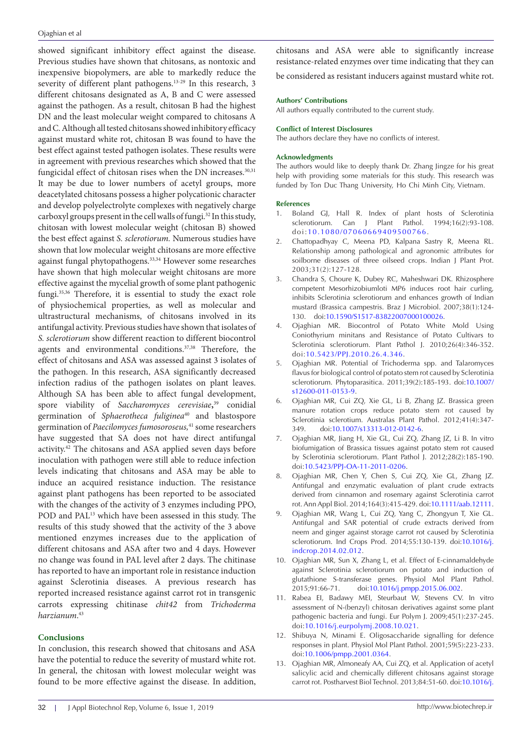showed significant inhibitory effect against the disease. Previous studies have shown that chitosans, as nontoxic and inexpensive biopolymers, are able to markedly reduce the severity of different plant pathogens.[13-29] In this research, 3 different chitosans designated as A, B and C were assessed against the pathogen. As a result, chitosan B had the highest DN and the least molecular weight compared to chitosans A and C. Although all tested chitosans showed inhibitory efficacy against mustard white rot, chitosan B was found to have the best effect against tested pathogen isolates. These results were in agreement with previous researches which showed that the fungicidal effect of chitosan rises when the DN increases.[30,31] It may be due to lower numbers of acetyl groups, more deacetylated chitosans possess a higher polycationic character and develop polyelectrolyte complexes with negatively charge carboxyl groups present in the cell walls of fungi.[32] In this study, chitosan with lowest molecular weight (chitosan B) showed the best effect against *S. sclerotiorum*. Numerous studies have shown that low molecular weight chitosans are more effective against fungal phytopathogens.[33,34] However some researches have shown that high molecular weight chitosans are more effective against the mycelial growth of some plant pathogenic fungi.[35,36] Therefore, it is essential to study the exact role of physiochemical properties, as well as molecular and ultrastructural mechanisms, of chitosans involved in its antifungal activity. Previous studies have shown that isolates of *S. sclerotiorum* show different reaction to different biocontrol agents and environmental conditions.[37,38] Therefore, the effect of chitosans and ASA was assessed against 3 isolates of the pathogen. In this research, ASA significantly decreased infection radius of the pathogen isolates on plant leaves. Although SA has been able to affect fungal development, spore viability of *Saccharomyces cerevisiae*,[39] conidial germination of *Sphaerotheca fuliginea*[40] and blastospore germination of *Paecilomyces fumosoroseus*,[41] some researchers have suggested that SA does not have direct antifungal activity.[42] The chitosans and ASA applied seven days before inoculation with pathogen were still able to reduce infection levels indicating that chitosans and ASA may be able to induce an acquired resistance induction. The resistance against plant pathogens has been reported to be associated with the changes of the activity of 3 enzymes including PPO, POD and PAL[13] which have been assessed in this study. The results of this study showed that the activity of the 3 above mentioned enzymes increases due to the application of different chitosans and ASA after two and 4 days. However no change was found in PAL level after 2 days. The chitinase has reported to have an important role in resistance induction against Sclerotinia diseases. A previous research has reported increased resistance against carrot rot in transgenic carrots expressing chitinase *chit42* from *Trichoderma harzianum*.[43]

## Conclusions

In conclusion, this research showed that chitosans and ASA have the potential to reduce the severity of mustard white rot. In general, the chitosan with lowest molecular weight was found to be more effective against the disease. In addition, chitosans and ASA were able to significantly increase resistance-related enzymes over time indicating that they can be considered as resistant inducers against mustard white rot.

**Authors' Contributions**

All authors equally contributed to the current study.

**Conflict of Interest Disclosures**

The authors declare they have no conflicts of interest.

**Acknowledgments**

The authors would like to deeply thank Dr. Zhang Jingze for his great help with providing some materials for this study. This research was funded by Ton Duc Thang University, Ho Chi Minh City, Vietnam.

**References**

1. Boland GJ, Hall R. Index of plant hosts of Sclerotinia sclerotiorum. Can J Plant Pathol. 1994;16(2):93-108. doi:10.1080/07060669409500766.
2. Chattopadhyay C, Meena PD, Kalpana Sastry R, Meena RL. Relationship among pathological and agronomic attributes for soilborne diseases of three oilseed crops. Indian J Plant Prot. 2003;31(2):127-128.
3. Chandra S, Choure K, Dubey RC, Maheshwari DK. Rhizosphere competent Mesorhizobiumloti MP6 induces root hair curling, inhibits Sclerotinia sclerotiorum and enhances growth of Indian mustard (Brassica campestris. Braz J Microbiol. 2007;38(1):124-130. doi:10.1590/S1517-83822007000100026.
4. Ojaghian MR. Biocontrol of Potato White Mold Using Coniothyrium minitans and Resistance of Potato Cultivars to Sclerotinia sclerotiorum. Plant Pathol J. 2010;26(4):346-352. doi:10.5423/PPJ.2010.26.4.346.
5. Ojaghian MR. Potential of Trichoderma spp. and Talaromyces flavus for biological control of potato stem rot caused by Sclerotinia sclerotiorum. Phytoparasitica. 2011;39(2):185-193. doi:10.1007/s12600-011-0153-9.
6. Ojaghian MR, Cui ZQ, Xie GL, Li B, Zhang JZ. Brassica green manure rotation crops reduce potato stem rot caused by Sclerotinia sclerotium. Australas Plant Pathol. 2012;41(4):347-349. doi:10.1007/s13313-012-0142-6.
7. Ojaghian MR, Jiang H, Xie GL, Cui ZQ, Zhang JZ, Li B. In vitro biofumigation of Brassica tissues against potato stem rot caused by Sclerotinia sclerotiorum. Plant Pathol J. 2012;28(2):185-190. doi:10.5423/PPJ-OA-11-2011-0206.
8. Ojaghian MR, Chen Y, Chen S, Cui ZQ, Xie GL, Zhang JZ. Antifungal and enzymatic evaluation of plant crude extracts derived from cinnamon and rosemary against Sclerotinia carrot rot. Ann Appl Biol. 2014;164(3):415-429. doi:10.1111/aab.12111.
9. Ojaghian MR, Wang L, Cui ZQ, Yang C, Zhongyun T, Xie GL. Antifungal and SAR potential of crude extracts derived from neem and ginger against storage carrot rot caused by Sclerotinia sclerotiorum. Ind Crops Prod. 2014;55:130-139. doi:10.1016/j.indcrop.2014.02.012.
10. Ojaghian MR, Sun X, Zhang L, et al. Effect of E-cinnamaldehyde against Sclerotinia sclerotiorum on potato and induction of glutathione S-transferase genes. Physiol Mol Plant Pathol. 2015;91:66-71. doi:10.1016/j.pmpp.2015.06.002.
11. Rabea EI, Badawy MEI, Steurbaut W, Stevens CV. In vitro assessment of N-(benzyl) chitosan derivatives against some plant pathogenic bacteria and fungi. Eur Polym J. 2009;45(1):237-245. doi:10.1016/j.eurpolymj.2008.10.021.
12. Shibuya N, Minami E. Oligosaccharide signalling for defence responses in plant. Physiol Mol Plant Pathol. 2001;59(5):223-233. doi:10.1006/pmpp.2001.0364.
13. Ojaghian MR, Almoneafy AA, Cui ZQ, et al. Application of acetyl salicylic acid and chemically different chitosans against storage carrot rot. Postharvest Biol Technol. 2013;84:51-60. doi:10.1016/j.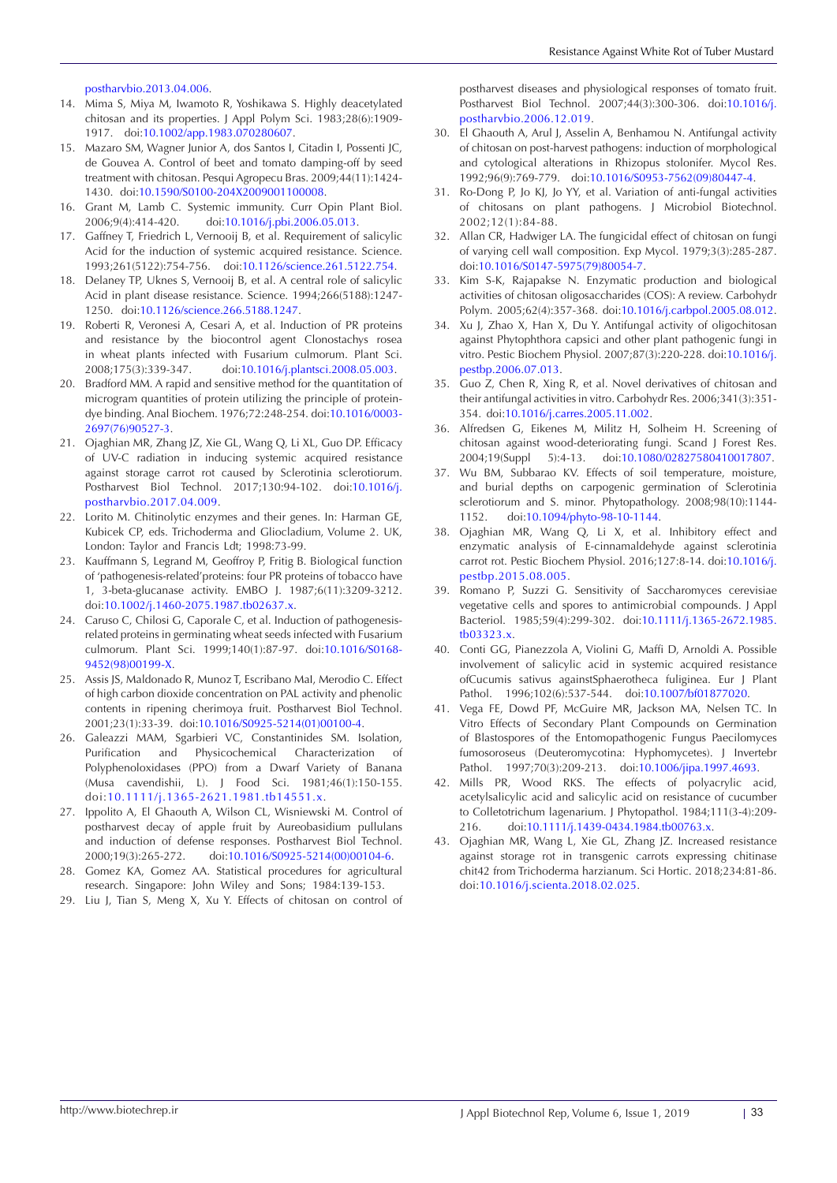postharvbio.2013.04.006.

14. Mima S, Miya M, Iwamoto R, Yoshikawa S. Highly deacetylated chitosan and its properties. J Appl Polym Sci. 1983;28(6):1909-1917. doi:10.1002/app.1983.070280607.
15. Mazaro SM, Wagner Junior A, dos Santos I, Citadin I, Possenti JC, de Gouvea A. Control of beet and tomato damping-off by seed treatment with chitosan. Pesqui Agropecu Bras. 2009;44(11):1424-1430. doi:10.1590/S0100-204X2009001100008.
16. Grant M, Lamb C. Systemic immunity. Curr Opin Plant Biol. 2006;9(4):414-420. doi:10.1016/j.pbi.2006.05.013.
17. Gaffney T, Friedrich L, Vernooij B, et al. Requirement of salicylic Acid for the induction of systemic acquired resistance. Science. 1993;261(5122):754-756. doi:10.1126/science.261.5122.754.
18. Delaney TP, Uknes S, Vernooij B, et al. A central role of salicylic Acid in plant disease resistance. Science. 1994;266(5188):1247-1250. doi:10.1126/science.266.5188.1247.
19. Roberti R, Veronesi A, Cesari A, et al. Induction of PR proteins and resistance by the biocontrol agent Clonostachys rosea in wheat plants infected with Fusarium culmorum. Plant Sci. 2008;175(3):339-347. doi:10.1016/j.plantsci.2008.05.003.
20. Bradford MM. A rapid and sensitive method for the quantitation of microgram quantities of protein utilizing the principle of protein-dye binding. Anal Biochem. 1976;72:248-254. doi:10.1016/0003-2697(76)90527-3.
21. Ojaghian MR, Zhang JZ, Xie GL, Wang Q, Li XL, Guo DP. Efficacy of UV-C radiation in inducing systemic acquired resistance against storage carrot rot caused by Sclerotinia sclerotiorum. Postharvest Biol Technol. 2017;130:94-102. doi:10.1016/j.postharvbio.2017.04.009.
22. Lorito M. Chitinolytic enzymes and their genes. In: Harman GE, Kubicek CP, eds. Trichoderma and Gliocladium, Volume 2. UK, London: Taylor and Francis Ldt; 1998:73-99.
23. Kauffmann S, Legrand M, Geoffroy P, Fritig B. Biological function of 'pathogenesis-related'proteins: four PR proteins of tobacco have 1, 3-beta-glucanase activity. EMBO J. 1987;6(11):3209-3212. doi:10.1002/j.1460-2075.1987.tb02637.x.
24. Caruso C, Chilosi G, Caporale C, et al. Induction of pathogenesis-related proteins in germinating wheat seeds infected with Fusarium culmorum. Plant Sci. 1999;140(1):87-97. doi:10.1016/S0168-9452(98)00199-X.
25. Assis JS, Maldonado R, Munoz T, Escribano MaI, Merodio C. Effect of high carbon dioxide concentration on PAL activity and phenolic contents in ripening cherimoya fruit. Postharvest Biol Technol. 2001;23(1):33-39. doi:10.1016/S0925-5214(01)00100-4.
26. Galeazzi MAM, Sgarbieri VC, Constantinides SM. Isolation, Purification and Physicochemical Characterization of Polyphenoloxidases (PPO) from a Dwarf Variety of Banana (Musa cavendishii, L). J Food Sci. 1981;46(1):150-155. doi:10.1111/j.1365-2621.1981.tb14551.x.
27. Ippolito A, El Ghaouth A, Wilson CL, Wisniewski M. Control of postharvest decay of apple fruit by Aureobasidium pullulans and induction of defense responses. Postharvest Biol Technol. 2000;19(3):265-272. doi:10.1016/S0925-5214(00)00104-6.
28. Gomez KA, Gomez AA. Statistical procedures for agricultural research. Singapore: John Wiley and Sons; 1984:139-153.
29. Liu J, Tian S, Meng X, Xu Y. Effects of chitosan on control of postharvest diseases and physiological responses of tomato fruit. Postharvest Biol Technol. 2007;44(3):300-306. doi:10.1016/j.postharvbio.2006.12.019.
30. El Ghaouth A, Arul J, Asselin A, Benhamou N. Antifungal activity of chitosan on post-harvest pathogens: induction of morphological and cytological alterations in Rhizopus stolonifer. Mycol Res. 1992;96(9):769-779. doi:10.1016/S0953-7562(09)80447-4.
31. Ro-Dong P, Jo KJ, Jo YY, et al. Variation of anti-fungal activities of chitosans on plant pathogens. J Microbiol Biotechnol. 2002;12(1):84-88.
32. Allan CR, Hadwiger LA. The fungicidal effect of chitosan on fungi of varying cell wall composition. Exp Mycol. 1979;3(3):285-287. doi:10.1016/S0147-5975(79)80054-7.
33. Kim S-K, Rajapakse N. Enzymatic production and biological activities of chitosan oligosaccharides (COS): A review. Carbohydr Polym. 2005;62(4):357-368. doi:10.1016/j.carbpol.2005.08.012.
34. Xu J, Zhao X, Han X, Du Y. Antifungal activity of oligochitosan against Phytophthora capsici and other plant pathogenic fungi in vitro. Pestic Biochem Physiol. 2007;87(3):220-228. doi:10.1016/j.pestbp.2006.07.013.
35. Guo Z, Chen R, Xing R, et al. Novel derivatives of chitosan and their antifungal activities in vitro. Carbohydr Res. 2006;341(3):351-354. doi:10.1016/j.carres.2005.11.002.
36. Alfredsen G, Eikenes M, Militz H, Solheim H. Screening of chitosan against wood-deteriorating fungi. Scand J Forest Res. 2004;19(Suppl 5):4-13. doi:10.1080/02827580410017807.
37. Wu BM, Subbarao KV. Effects of soil temperature, moisture, and burial depths on carpogenic germination of Sclerotinia sclerotiorum and S. minor. Phytopathology. 2008;98(10):1144-1152. doi:10.1094/phyto-98-10-1144.
38. Ojaghian MR, Wang Q, Li X, et al. Inhibitory effect and enzymatic analysis of E-cinnamaldehyde against sclerotinia carrot rot. Pestic Biochem Physiol. 2016;127:8-14. doi:10.1016/j.pestbp.2015.08.005.
39. Romano P, Suzzi G. Sensitivity of Saccharomyces cerevisiae vegetative cells and spores to antimicrobial compounds. J Appl Bacteriol. 1985;59(4):299-302. doi:10.1111/j.1365-2672.1985.tb03323.x.
40. Conti GG, Pianezzola A, Violini G, Maffi D, Arnoldi A. Possible involvement of salicylic acid in systemic acquired resistance ofCucumis sativus againstSphaerotheca fuliginea. Eur J Plant Pathol. 1996;102(6):537-544. doi:10.1007/bf01877020.
41. Vega FE, Dowd PF, McGuire MR, Jackson MA, Nelsen TC. In Vitro Effects of Secondary Plant Compounds on Germination of Blastospores of the Entomopathogenic Fungus Paecilomyces fumosoroseus (Deuteromycotina: Hyphomycetes). J Invertebr Pathol. 1997;70(3):209-213. doi:10.1006/jipa.1997.4693.
42. Mills PR, Wood RKS. The effects of polyacrylic acid, acetylsalicylic acid and salicylic acid on resistance of cucumber to Colletotrichum lagenarium. J Phytopathol. 1984;111(3-4):209-216. doi:10.1111/j.1439-0434.1984.tb00763.x.
43. Ojaghian MR, Wang L, Xie GL, Zhang JZ. Increased resistance against storage rot in transgenic carrots expressing chitinase chit42 from Trichoderma harzianum. Sci Hortic. 2018;234:81-86. doi:10.1016/j.scienta.2018.02.025.